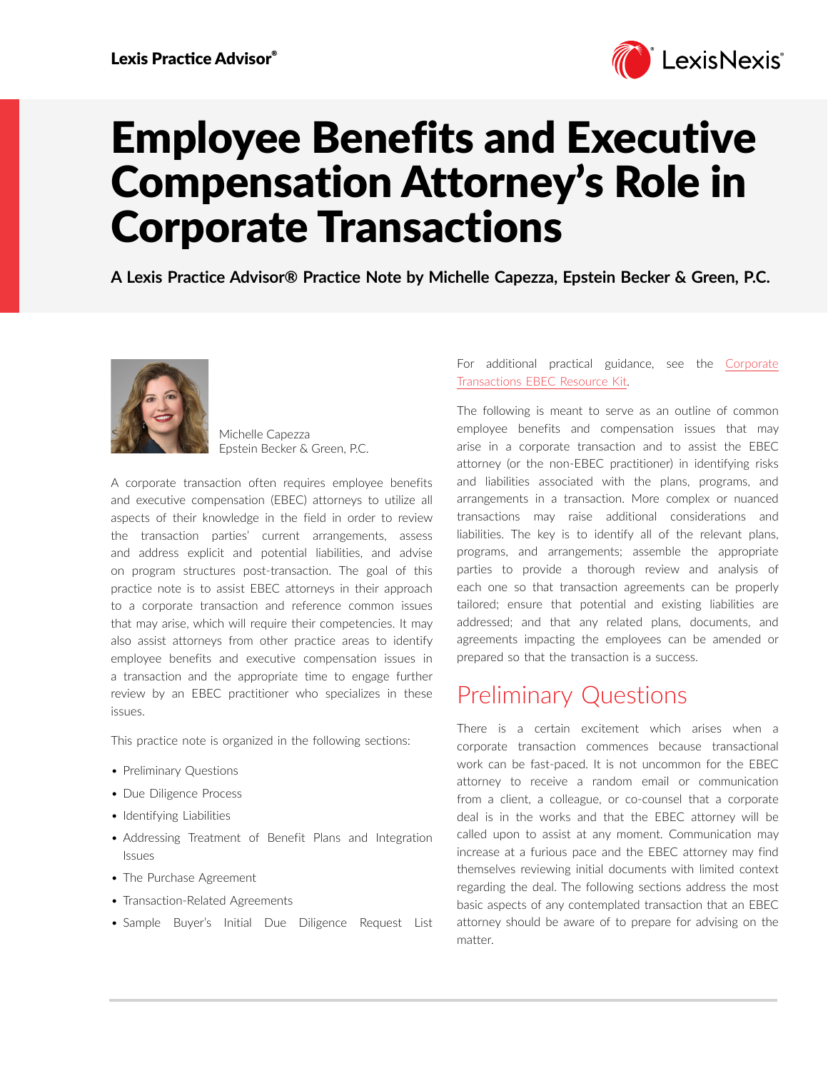# Employee Benefits and Executive Compensation Attorney's Role in Corporate Transactions

**A Lexis Practice Advisor® Practice Note by Michelle Capezza, Epstein Becker & Green, P.C.**

Michelle Capezza
Epstein Becker & Green, P.C.

A corporate transaction often requires employee benefits and executive compensation (EBEC) attorneys to utilize all aspects of their knowledge in the field in order to review the transaction parties' current arrangements, assess and address explicit and potential liabilities, and advise on program structures post-transaction. The goal of this practice note is to assist EBEC attorneys in their approach to a corporate transaction and reference common issues that may arise, which will require their competencies. It may also assist attorneys from other practice areas to identify employee benefits and executive compensation issues in a transaction and the appropriate time to engage further review by an EBEC practitioner who specializes in these issues.

This practice note is organized in the following sections:

- Preliminary Questions
- Due Diligence Process
- Identifying Liabilities
- Addressing Treatment of Benefit Plans and Integration Issues
- The Purchase Agreement
- Transaction-Related Agreements
- Sample Buyer's Initial Due Diligence Request List

For additional practical guidance, see the Corporate Transactions EBEC Resource Kit.

The following is meant to serve as an outline of common employee benefits and compensation issues that may arise in a corporate transaction and to assist the EBEC attorney (or the non-EBEC practitioner) in identifying risks and liabilities associated with the plans, programs, and arrangements in a transaction. More complex or nuanced transactions may raise additional considerations and liabilities. The key is to identify all of the relevant plans, programs, and arrangements; assemble the appropriate parties to provide a thorough review and analysis of each one so that transaction agreements can be properly tailored; ensure that potential and existing liabilities are addressed; and that any related plans, documents, and agreements impacting the employees can be amended or prepared so that the transaction is a success.

## Preliminary Questions

There is a certain excitement which arises when a corporate transaction commences because transactional work can be fast-paced. It is not uncommon for the EBEC attorney to receive a random email or communication from a client, a colleague, or co-counsel that a corporate deal is in the works and that the EBEC attorney will be called upon to assist at any moment. Communication may increase at a furious pace and the EBEC attorney may find themselves reviewing initial documents with limited context regarding the deal. The following sections address the most basic aspects of any contemplated transaction that an EBEC attorney should be aware of to prepare for advising on the matter.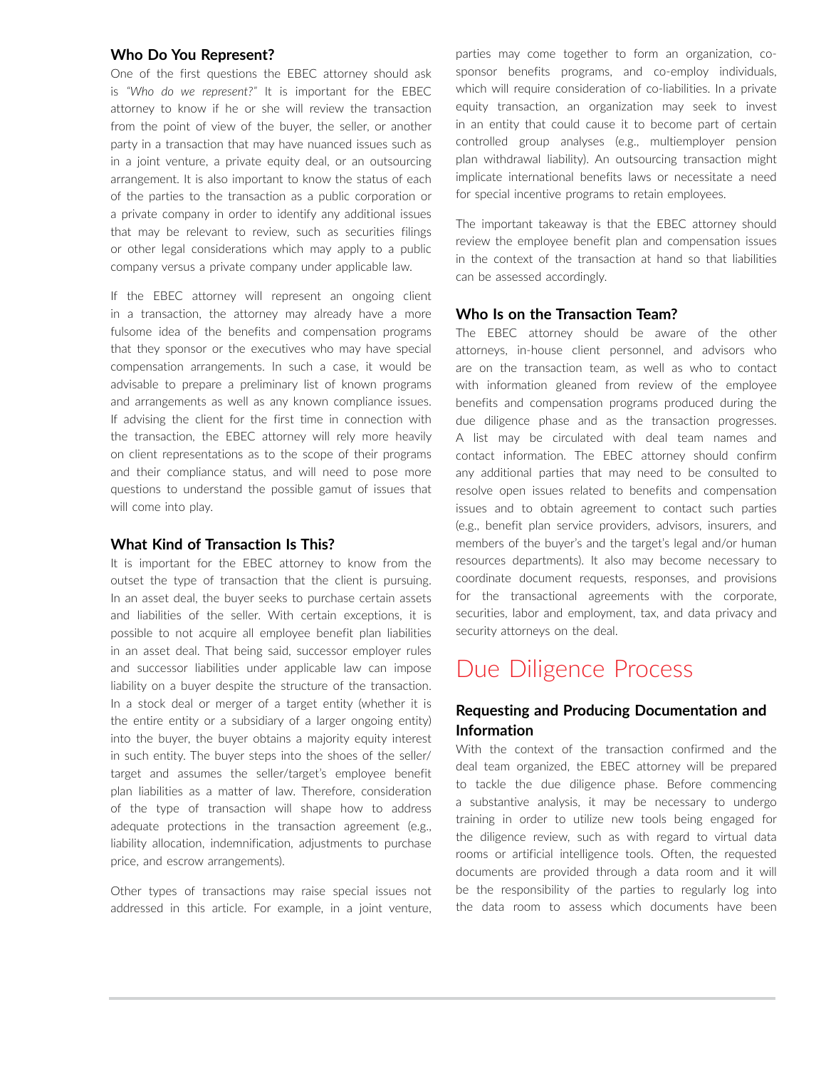### Who Do You Represent?

One of the first questions the EBEC attorney should ask is *"Who do we represent?"* It is important for the EBEC attorney to know if he or she will review the transaction from the point of view of the buyer, the seller, or another party in a transaction that may have nuanced issues such as in a joint venture, a private equity deal, or an outsourcing arrangement. It is also important to know the status of each of the parties to the transaction as a public corporation or a private company in order to identify any additional issues that may be relevant to review, such as securities filings or other legal considerations which may apply to a public company versus a private company under applicable law.

If the EBEC attorney will represent an ongoing client in a transaction, the attorney may already have a more fulsome idea of the benefits and compensation programs that they sponsor or the executives who may have special compensation arrangements. In such a case, it would be advisable to prepare a preliminary list of known programs and arrangements as well as any known compliance issues. If advising the client for the first time in connection with the transaction, the EBEC attorney will rely more heavily on client representations as to the scope of their programs and their compliance status, and will need to pose more questions to understand the possible gamut of issues that will come into play.

### What Kind of Transaction Is This?

It is important for the EBEC attorney to know from the outset the type of transaction that the client is pursuing. In an asset deal, the buyer seeks to purchase certain assets and liabilities of the seller. With certain exceptions, it is possible to not acquire all employee benefit plan liabilities in an asset deal. That being said, successor employer rules and successor liabilities under applicable law can impose liability on a buyer despite the structure of the transaction. In a stock deal or merger of a target entity (whether it is the entire entity or a subsidiary of a larger ongoing entity) into the buyer, the buyer obtains a majority equity interest in such entity. The buyer steps into the shoes of the seller/target and assumes the seller/target's employee benefit plan liabilities as a matter of law. Therefore, consideration of the type of transaction will shape how to address adequate protections in the transaction agreement (e.g., liability allocation, indemnification, adjustments to purchase price, and escrow arrangements).

Other types of transactions may raise special issues not addressed in this article. For example, in a joint venture, parties may come together to form an organization, co-sponsor benefits programs, and co-employ individuals, which will require consideration of co-liabilities. In a private equity transaction, an organization may seek to invest in an entity that could cause it to become part of certain controlled group analyses (e.g., multiemployer pension plan withdrawal liability). An outsourcing transaction might implicate international benefits laws or necessitate a need for special incentive programs to retain employees.

The important takeaway is that the EBEC attorney should review the employee benefit plan and compensation issues in the context of the transaction at hand so that liabilities can be assessed accordingly.

### Who Is on the Transaction Team?

The EBEC attorney should be aware of the other attorneys, in-house client personnel, and advisors who are on the transaction team, as well as who to contact with information gleaned from review of the employee benefits and compensation programs produced during the due diligence phase and as the transaction progresses. A list may be circulated with deal team names and contact information. The EBEC attorney should confirm any additional parties that may need to be consulted to resolve open issues related to benefits and compensation issues and to obtain agreement to contact such parties (e.g., benefit plan service providers, advisors, insurers, and members of the buyer's and the target's legal and/or human resources departments). It also may become necessary to coordinate document requests, responses, and provisions for the transactional agreements with the corporate, securities, labor and employment, tax, and data privacy and security attorneys on the deal.

## Due Diligence Process

### Requesting and Producing Documentation and Information

With the context of the transaction confirmed and the deal team organized, the EBEC attorney will be prepared to tackle the due diligence phase. Before commencing a substantive analysis, it may be necessary to undergo training in order to utilize new tools being engaged for the diligence review, such as with regard to virtual data rooms or artificial intelligence tools. Often, the requested documents are provided through a data room and it will be the responsibility of the parties to regularly log into the data room to assess which documents have been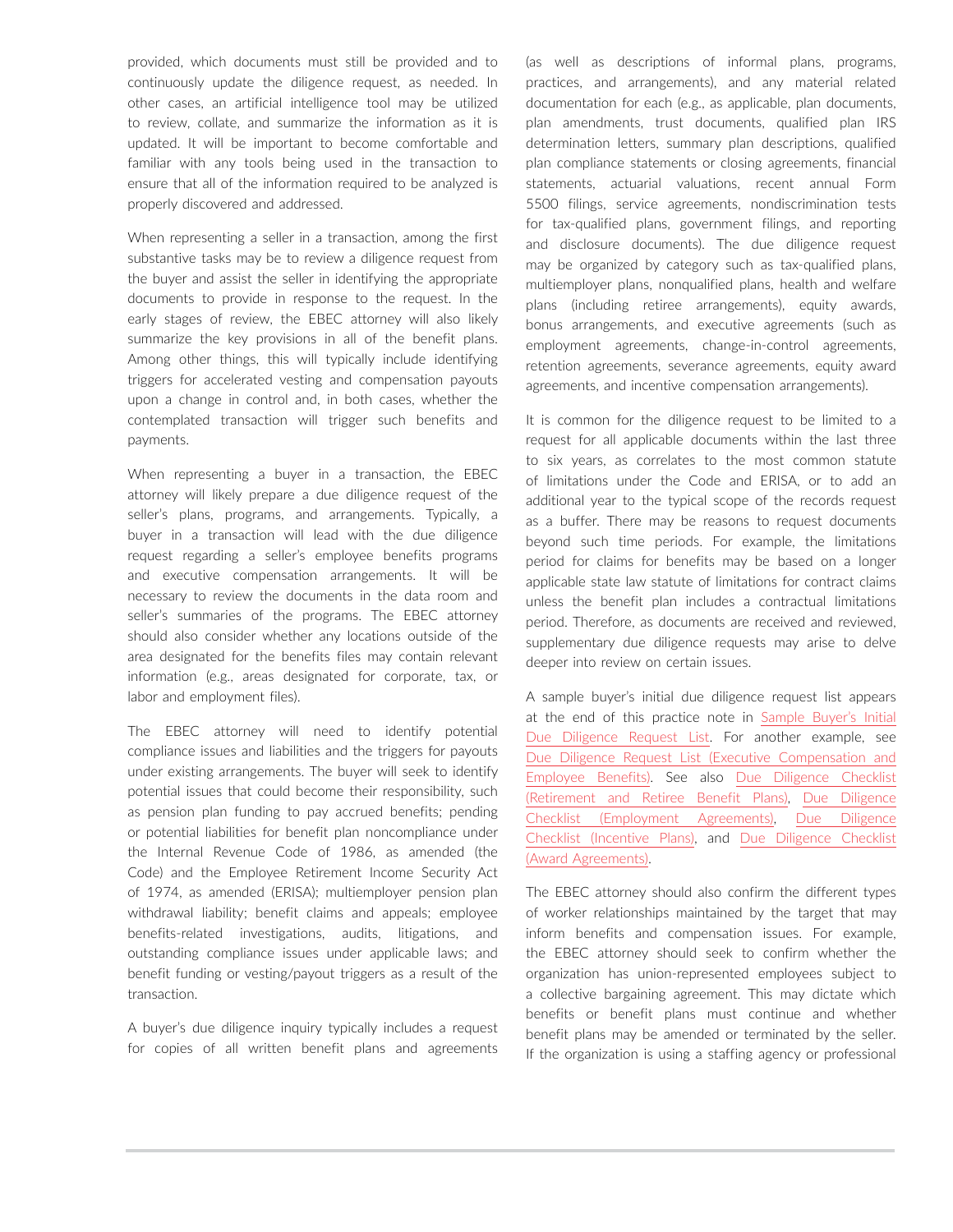provided, which documents must still be provided and to continuously update the diligence request, as needed. In other cases, an artificial intelligence tool may be utilized to review, collate, and summarize the information as it is updated. It will be important to become comfortable and familiar with any tools being used in the transaction to ensure that all of the information required to be analyzed is properly discovered and addressed.

When representing a seller in a transaction, among the first substantive tasks may be to review a diligence request from the buyer and assist the seller in identifying the appropriate documents to provide in response to the request. In the early stages of review, the EBEC attorney will also likely summarize the key provisions in all of the benefit plans. Among other things, this will typically include identifying triggers for accelerated vesting and compensation payouts upon a change in control and, in both cases, whether the contemplated transaction will trigger such benefits and payments.

When representing a buyer in a transaction, the EBEC attorney will likely prepare a due diligence request of the seller's plans, programs, and arrangements. Typically, a buyer in a transaction will lead with the due diligence request regarding a seller's employee benefits programs and executive compensation arrangements. It will be necessary to review the documents in the data room and seller's summaries of the programs. The EBEC attorney should also consider whether any locations outside of the area designated for the benefits files may contain relevant information (e.g., areas designated for corporate, tax, or labor and employment files).

The EBEC attorney will need to identify potential compliance issues and liabilities and the triggers for payouts under existing arrangements. The buyer will seek to identify potential issues that could become their responsibility, such as pension plan funding to pay accrued benefits; pending or potential liabilities for benefit plan noncompliance under the Internal Revenue Code of 1986, as amended (the Code) and the Employee Retirement Income Security Act of 1974, as amended (ERISA); multiemployer pension plan withdrawal liability; benefit claims and appeals; employee benefits-related investigations, audits, litigations, and outstanding compliance issues under applicable laws; and benefit funding or vesting/payout triggers as a result of the transaction.

A buyer's due diligence inquiry typically includes a request for copies of all written benefit plans and agreements (as well as descriptions of informal plans, programs, practices, and arrangements), and any material related documentation for each (e.g., as applicable, plan documents, plan amendments, trust documents, qualified plan IRS determination letters, summary plan descriptions, qualified plan compliance statements or closing agreements, financial statements, actuarial valuations, recent annual Form 5500 filings, service agreements, nondiscrimination tests for tax-qualified plans, government filings, and reporting and disclosure documents). The due diligence request may be organized by category such as tax-qualified plans, multiemployer plans, nonqualified plans, health and welfare plans (including retiree arrangements), equity awards, bonus arrangements, and executive agreements (such as employment agreements, change-in-control agreements, retention agreements, severance agreements, equity award agreements, and incentive compensation arrangements).

It is common for the diligence request to be limited to a request for all applicable documents within the last three to six years, as correlates to the most common statute of limitations under the Code and ERISA, or to add an additional year to the typical scope of the records request as a buffer. There may be reasons to request documents beyond such time periods. For example, the limitations period for claims for benefits may be based on a longer applicable state law statute of limitations for contract claims unless the benefit plan includes a contractual limitations period. Therefore, as documents are received and reviewed, supplementary due diligence requests may arise to delve deeper into review on certain issues.

A sample buyer's initial due diligence request list appears at the end of this practice note in Sample Buyer's Initial Due Diligence Request List. For another example, see Due Diligence Request List (Executive Compensation and Employee Benefits). See also Due Diligence Checklist (Retirement and Retiree Benefit Plans), Due Diligence Checklist (Employment Agreements), Due Diligence Checklist (Incentive Plans), and Due Diligence Checklist (Award Agreements).

The EBEC attorney should also confirm the different types of worker relationships maintained by the target that may inform benefits and compensation issues. For example, the EBEC attorney should seek to confirm whether the organization has union-represented employees subject to a collective bargaining agreement. This may dictate which benefits or benefit plans must continue and whether benefit plans may be amended or terminated by the seller. If the organization is using a staffing agency or professional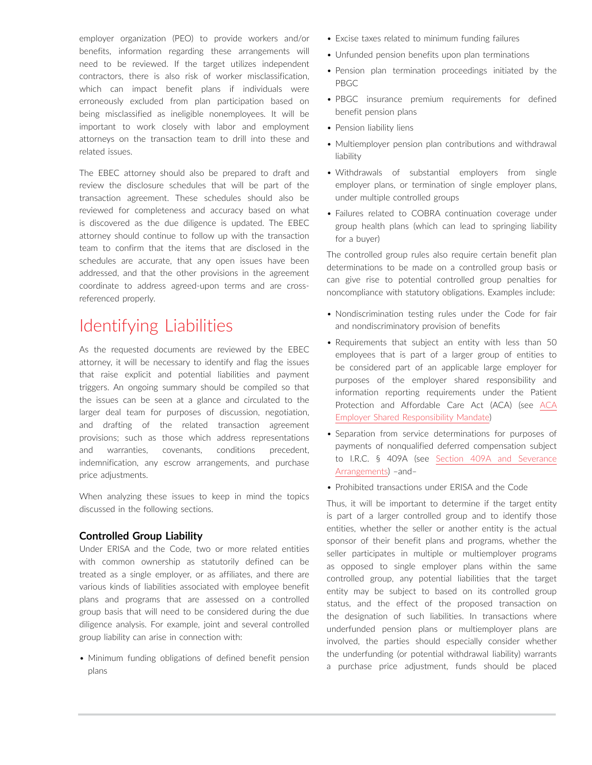employer organization (PEO) to provide workers and/or benefits, information regarding these arrangements will need to be reviewed. If the target utilizes independent contractors, there is also risk of worker misclassification, which can impact benefit plans if individuals were erroneously excluded from plan participation based on being misclassified as ineligible nonemployees. It will be important to work closely with labor and employment attorneys on the transaction team to drill into these and related issues.

The EBEC attorney should also be prepared to draft and review the disclosure schedules that will be part of the transaction agreement. These schedules should also be reviewed for completeness and accuracy based on what is discovered as the due diligence is updated. The EBEC attorney should continue to follow up with the transaction team to confirm that the items that are disclosed in the schedules are accurate, that any open issues have been addressed, and that the other provisions in the agreement coordinate to address agreed-upon terms and are cross-referenced properly.

## Identifying Liabilities

As the requested documents are reviewed by the EBEC attorney, it will be necessary to identify and flag the issues that raise explicit and potential liabilities and payment triggers. An ongoing summary should be compiled so that the issues can be seen at a glance and circulated to the larger deal team for purposes of discussion, negotiation, and drafting of the related transaction agreement provisions; such as those which address representations and warranties, covenants, conditions precedent, indemnification, any escrow arrangements, and purchase price adjustments.

When analyzing these issues to keep in mind the topics discussed in the following sections.

### Controlled Group Liability

Under ERISA and the Code, two or more related entities with common ownership as statutorily defined can be treated as a single employer, or as affiliates, and there are various kinds of liabilities associated with employee benefit plans and programs that are assessed on a controlled group basis that will need to be considered during the due diligence analysis. For example, joint and several controlled group liability can arise in connection with:

- Minimum funding obligations of defined benefit pension plans
- Excise taxes related to minimum funding failures
- Unfunded pension benefits upon plan terminations
- Pension plan termination proceedings initiated by the PBGC
- PBGC insurance premium requirements for defined benefit pension plans
- Pension liability liens
- Multiemployer pension plan contributions and withdrawal liability
- Withdrawals of substantial employers from single employer plans, or termination of single employer plans, under multiple controlled groups
- Failures related to COBRA continuation coverage under group health plans (which can lead to springing liability for a buyer)

The controlled group rules also require certain benefit plan determinations to be made on a controlled group basis or can give rise to potential controlled group penalties for noncompliance with statutory obligations. Examples include:

- Nondiscrimination testing rules under the Code for fair and nondiscriminatory provision of benefits
- Requirements that subject an entity with less than 50 employees that is part of a larger group of entities to be considered part of an applicable large employer for purposes of the employer shared responsibility and information reporting requirements under the Patient Protection and Affordable Care Act (ACA) (see ACA Employer Shared Responsibility Mandate)
- Separation from service determinations for purposes of payments of nonqualified deferred compensation subject to I.R.C. § 409A (see Section 409A and Severance Arrangements) –and–
- Prohibited transactions under ERISA and the Code

Thus, it will be important to determine if the target entity is part of a larger controlled group and to identify those entities, whether the seller or another entity is the actual sponsor of their benefit plans and programs, whether the seller participates in multiple or multiemployer programs as opposed to single employer plans within the same controlled group, any potential liabilities that the target entity may be subject to based on its controlled group status, and the effect of the proposed transaction on the designation of such liabilities. In transactions where underfunded pension plans or multiemployer plans are involved, the parties should especially consider whether the underfunding (or potential withdrawal liability) warrants a purchase price adjustment, funds should be placed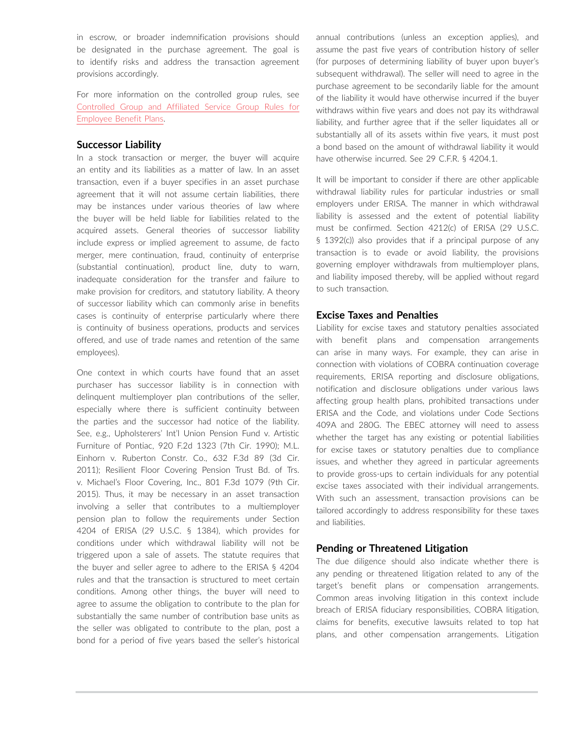in escrow, or broader indemnification provisions should be designated in the purchase agreement. The goal is to identify risks and address the transaction agreement provisions accordingly.

For more information on the controlled group rules, see Controlled Group and Affiliated Service Group Rules for Employee Benefit Plans.

## Successor Liability

In a stock transaction or merger, the buyer will acquire an entity and its liabilities as a matter of law. In an asset transaction, even if a buyer specifies in an asset purchase agreement that it will not assume certain liabilities, there may be instances under various theories of law where the buyer will be held liable for liabilities related to the acquired assets. General theories of successor liability include express or implied agreement to assume, de facto merger, mere continuation, fraud, continuity of enterprise (substantial continuation), product line, duty to warn, inadequate consideration for the transfer and failure to make provision for creditors, and statutory liability. A theory of successor liability which can commonly arise in benefits cases is continuity of enterprise particularly where there is continuity of business operations, products and services offered, and use of trade names and retention of the same employees).

One context in which courts have found that an asset purchaser has successor liability is in connection with delinquent multiemployer plan contributions of the seller, especially where there is sufficient continuity between the parties and the successor had notice of the liability. See, e.g., Upholsterers' Int'l Union Pension Fund v. Artistic Furniture of Pontiac, 920 F.2d 1323 (7th Cir. 1990); M.L. Einhorn v. Ruberton Constr. Co., 632 F.3d 89 (3d Cir. 2011); Resilient Floor Covering Pension Trust Bd. of Trs. v. Michael's Floor Covering, Inc., 801 F.3d 1079 (9th Cir. 2015). Thus, it may be necessary in an asset transaction involving a seller that contributes to a multiemployer pension plan to follow the requirements under Section 4204 of ERISA (29 U.S.C. § 1384), which provides for conditions under which withdrawal liability will not be triggered upon a sale of assets. The statute requires that the buyer and seller agree to adhere to the ERISA § 4204 rules and that the transaction is structured to meet certain conditions. Among other things, the buyer will need to agree to assume the obligation to contribute to the plan for substantially the same number of contribution base units as the seller was obligated to contribute to the plan, post a bond for a period of five years based the seller's historical annual contributions (unless an exception applies), and assume the past five years of contribution history of seller (for purposes of determining liability of buyer upon buyer's subsequent withdrawal). The seller will need to agree in the purchase agreement to be secondarily liable for the amount of the liability it would have otherwise incurred if the buyer withdraws within five years and does not pay its withdrawal liability, and further agree that if the seller liquidates all or substantially all of its assets within five years, it must post a bond based on the amount of withdrawal liability it would have otherwise incurred. See 29 C.F.R. § 4204.1.

It will be important to consider if there are other applicable withdrawal liability rules for particular industries or small employers under ERISA. The manner in which withdrawal liability is assessed and the extent of potential liability must be confirmed. Section 4212(c) of ERISA (29 U.S.C. § 1392(c)) also provides that if a principal purpose of any transaction is to evade or avoid liability, the provisions governing employer withdrawals from multiemployer plans, and liability imposed thereby, will be applied without regard to such transaction.

## Excise Taxes and Penalties

Liability for excise taxes and statutory penalties associated with benefit plans and compensation arrangements can arise in many ways. For example, they can arise in connection with violations of COBRA continuation coverage requirements, ERISA reporting and disclosure obligations, notification and disclosure obligations under various laws affecting group health plans, prohibited transactions under ERISA and the Code, and violations under Code Sections 409A and 280G. The EBEC attorney will need to assess whether the target has any existing or potential liabilities for excise taxes or statutory penalties due to compliance issues, and whether they agreed in particular agreements to provide gross-ups to certain individuals for any potential excise taxes associated with their individual arrangements. With such an assessment, transaction provisions can be tailored accordingly to address responsibility for these taxes and liabilities.

## Pending or Threatened Litigation

The due diligence should also indicate whether there is any pending or threatened litigation related to any of the target's benefit plans or compensation arrangements. Common areas involving litigation in this context include breach of ERISA fiduciary responsibilities, COBRA litigation, claims for benefits, executive lawsuits related to top hat plans, and other compensation arrangements. Litigation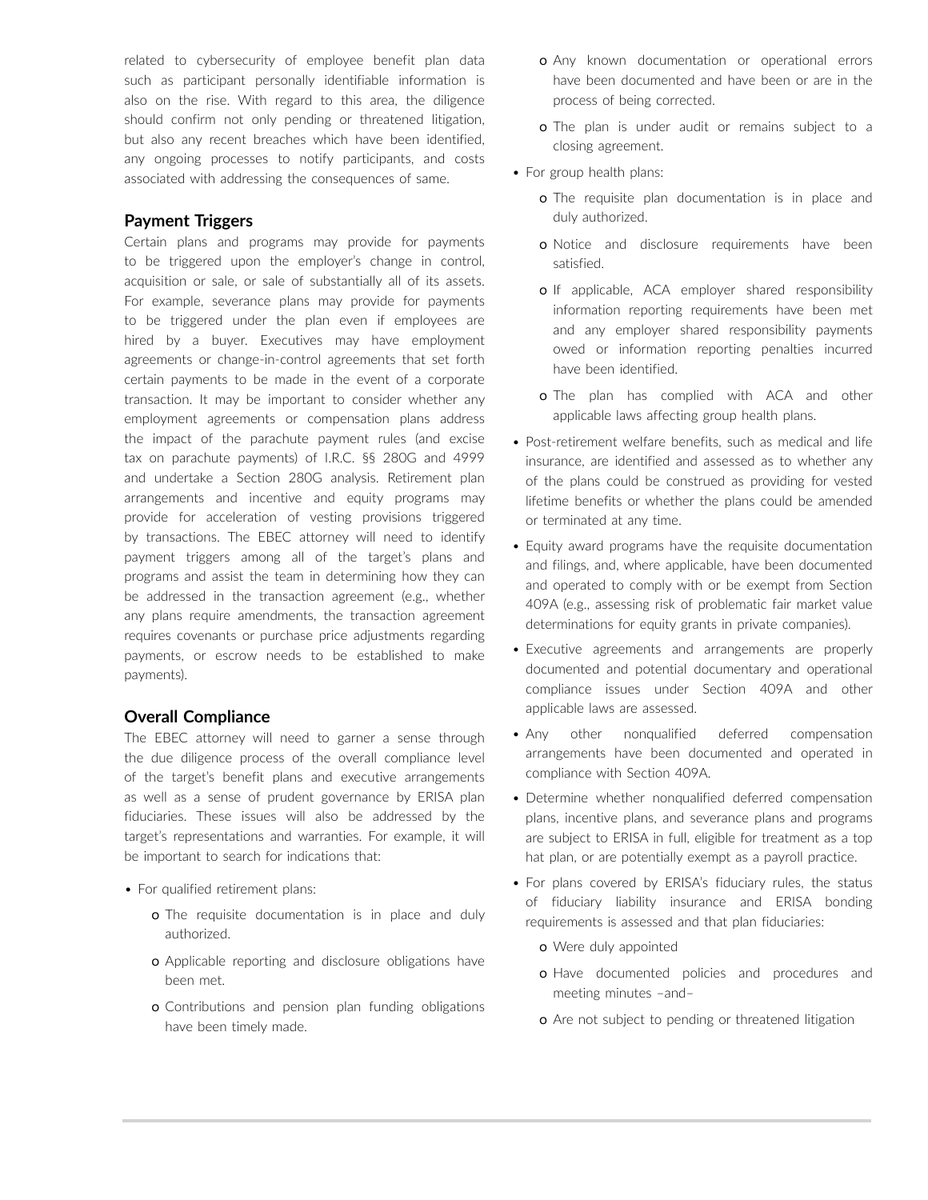related to cybersecurity of employee benefit plan data such as participant personally identifiable information is also on the rise. With regard to this area, the diligence should confirm not only pending or threatened litigation, but also any recent breaches which have been identified, any ongoing processes to notify participants, and costs associated with addressing the consequences of same.

### Payment Triggers

Certain plans and programs may provide for payments to be triggered upon the employer's change in control, acquisition or sale, or sale of substantially all of its assets. For example, severance plans may provide for payments to be triggered under the plan even if employees are hired by a buyer. Executives may have employment agreements or change-in-control agreements that set forth certain payments to be made in the event of a corporate transaction. It may be important to consider whether any employment agreements or compensation plans address the impact of the parachute payment rules (and excise tax on parachute payments) of I.R.C. §§ 280G and 4999 and undertake a Section 280G analysis. Retirement plan arrangements and incentive and equity programs may provide for acceleration of vesting provisions triggered by transactions. The EBEC attorney will need to identify payment triggers among all of the target's plans and programs and assist the team in determining how they can be addressed in the transaction agreement (e.g., whether any plans require amendments, the transaction agreement requires covenants or purchase price adjustments regarding payments, or escrow needs to be established to make payments).

### Overall Compliance

The EBEC attorney will need to garner a sense through the due diligence process of the overall compliance level of the target's benefit plans and executive arrangements as well as a sense of prudent governance by ERISA plan fiduciaries. These issues will also be addressed by the target's representations and warranties. For example, it will be important to search for indications that:

- For qualified retirement plans:
  - The requisite documentation is in place and duly authorized.
  - Applicable reporting and disclosure obligations have been met.
  - Contributions and pension plan funding obligations have been timely made.
  - Any known documentation or operational errors have been documented and have been or are in the process of being corrected.
  - The plan is under audit or remains subject to a closing agreement.
- For group health plans:
  - The requisite plan documentation is in place and duly authorized.
  - Notice and disclosure requirements have been satisfied.
  - If applicable, ACA employer shared responsibility information reporting requirements have been met and any employer shared responsibility payments owed or information reporting penalties incurred have been identified.
  - The plan has complied with ACA and other applicable laws affecting group health plans.
- Post-retirement welfare benefits, such as medical and life insurance, are identified and assessed as to whether any of the plans could be construed as providing for vested lifetime benefits or whether the plans could be amended or terminated at any time.
- Equity award programs have the requisite documentation and filings, and, where applicable, have been documented and operated to comply with or be exempt from Section 409A (e.g., assessing risk of problematic fair market value determinations for equity grants in private companies).
- Executive agreements and arrangements are properly documented and potential documentary and operational compliance issues under Section 409A and other applicable laws are assessed.
- Any other nonqualified deferred compensation arrangements have been documented and operated in compliance with Section 409A.
- Determine whether nonqualified deferred compensation plans, incentive plans, and severance plans and programs are subject to ERISA in full, eligible for treatment as a top hat plan, or are potentially exempt as a payroll practice.
- For plans covered by ERISA's fiduciary rules, the status of fiduciary liability insurance and ERISA bonding requirements is assessed and that plan fiduciaries:
  - Were duly appointed
  - Have documented policies and procedures and meeting minutes –and–
  - Are not subject to pending or threatened litigation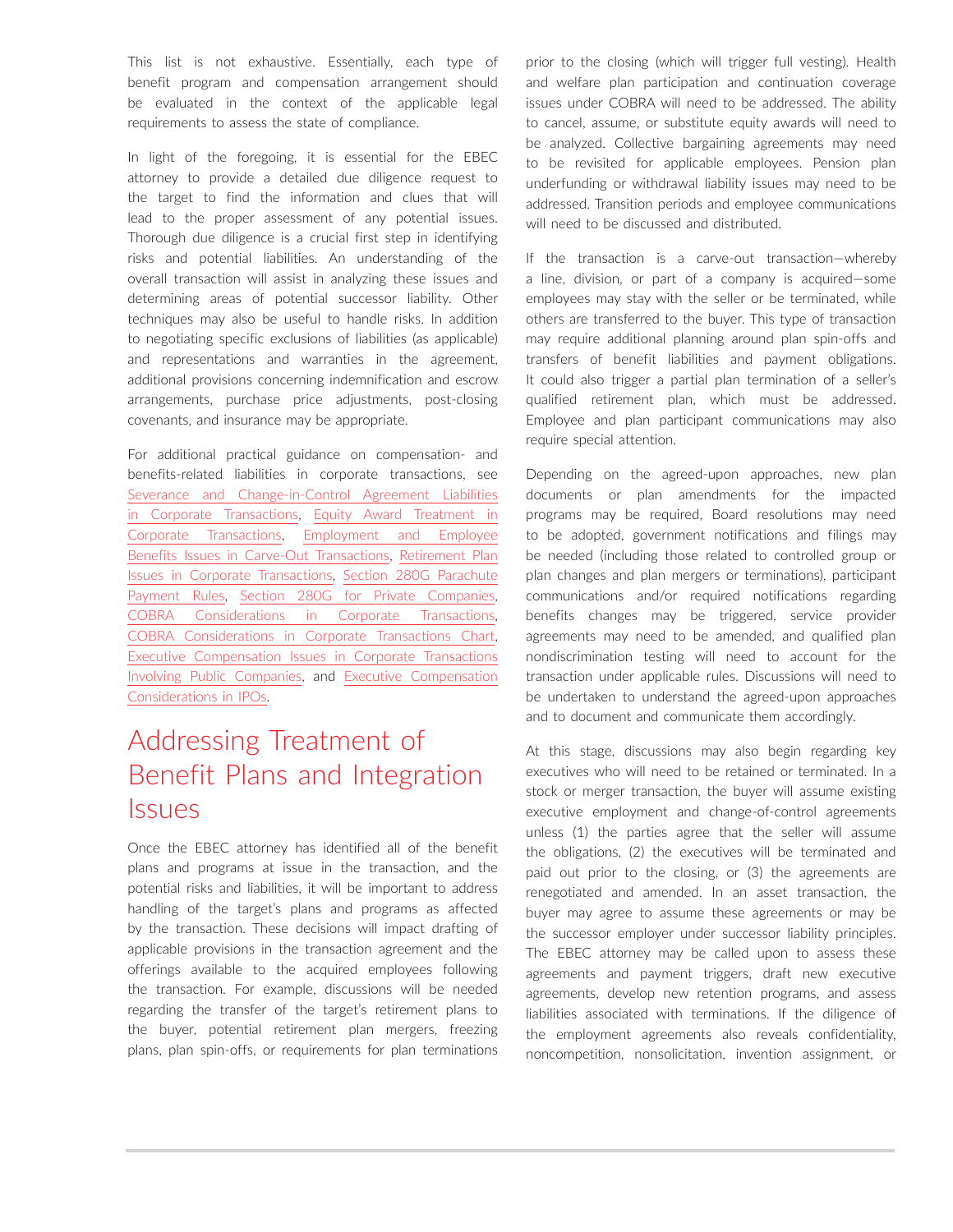This list is not exhaustive. Essentially, each type of benefit program and compensation arrangement should be evaluated in the context of the applicable legal requirements to assess the state of compliance.

In light of the foregoing, it is essential for the EBEC attorney to provide a detailed due diligence request to the target to find the information and clues that will lead to the proper assessment of any potential issues. Thorough due diligence is a crucial first step in identifying risks and potential liabilities. An understanding of the overall transaction will assist in analyzing these issues and determining areas of potential successor liability. Other techniques may also be useful to handle risks. In addition to negotiating specific exclusions of liabilities (as applicable) and representations and warranties in the agreement, additional provisions concerning indemnification and escrow arrangements, purchase price adjustments, post-closing covenants, and insurance may be appropriate.

For additional practical guidance on compensation- and benefits-related liabilities in corporate transactions, see Severance and Change-in-Control Agreement Liabilities in Corporate Transactions, Equity Award Treatment in Corporate Transactions, Employment and Employee Benefits Issues in Carve-Out Transactions, Retirement Plan Issues in Corporate Transactions, Section 280G Parachute Payment Rules, Section 280G for Private Companies, COBRA Considerations in Corporate Transactions, COBRA Considerations in Corporate Transactions Chart, Executive Compensation Issues in Corporate Transactions Involving Public Companies, and Executive Compensation Considerations in IPOs.

# Addressing Treatment of Benefit Plans and Integration Issues

Once the EBEC attorney has identified all of the benefit plans and programs at issue in the transaction, and the potential risks and liabilities, it will be important to address handling of the target's plans and programs as affected by the transaction. These decisions will impact drafting of applicable provisions in the transaction agreement and the offerings available to the acquired employees following the transaction. For example, discussions will be needed regarding the transfer of the target's retirement plans to the buyer, potential retirement plan mergers, freezing plans, plan spin-offs, or requirements for plan terminations prior to the closing (which will trigger full vesting). Health and welfare plan participation and continuation coverage issues under COBRA will need to be addressed. The ability to cancel, assume, or substitute equity awards will need to be analyzed. Collective bargaining agreements may need to be revisited for applicable employees. Pension plan underfunding or withdrawal liability issues may need to be addressed. Transition periods and employee communications will need to be discussed and distributed.

If the transaction is a carve-out transaction—whereby a line, division, or part of a company is acquired—some employees may stay with the seller or be terminated, while others are transferred to the buyer. This type of transaction may require additional planning around plan spin-offs and transfers of benefit liabilities and payment obligations. It could also trigger a partial plan termination of a seller's qualified retirement plan, which must be addressed. Employee and plan participant communications may also require special attention.

Depending on the agreed-upon approaches, new plan documents or plan amendments for the impacted programs may be required, Board resolutions may need to be adopted, government notifications and filings may be needed (including those related to controlled group or plan changes and plan mergers or terminations), participant communications and/or required notifications regarding benefits changes may be triggered, service provider agreements may need to be amended, and qualified plan nondiscrimination testing will need to account for the transaction under applicable rules. Discussions will need to be undertaken to understand the agreed-upon approaches and to document and communicate them accordingly.

At this stage, discussions may also begin regarding key executives who will need to be retained or terminated. In a stock or merger transaction, the buyer will assume existing executive employment and change-of-control agreements unless (1) the parties agree that the seller will assume the obligations, (2) the executives will be terminated and paid out prior to the closing, or (3) the agreements are renegotiated and amended. In an asset transaction, the buyer may agree to assume these agreements or may be the successor employer under successor liability principles. The EBEC attorney may be called upon to assess these agreements and payment triggers, draft new executive agreements, develop new retention programs, and assess liabilities associated with terminations. If the diligence of the employment agreements also reveals confidentiality, noncompetition, nonsolicitation, invention assignment, or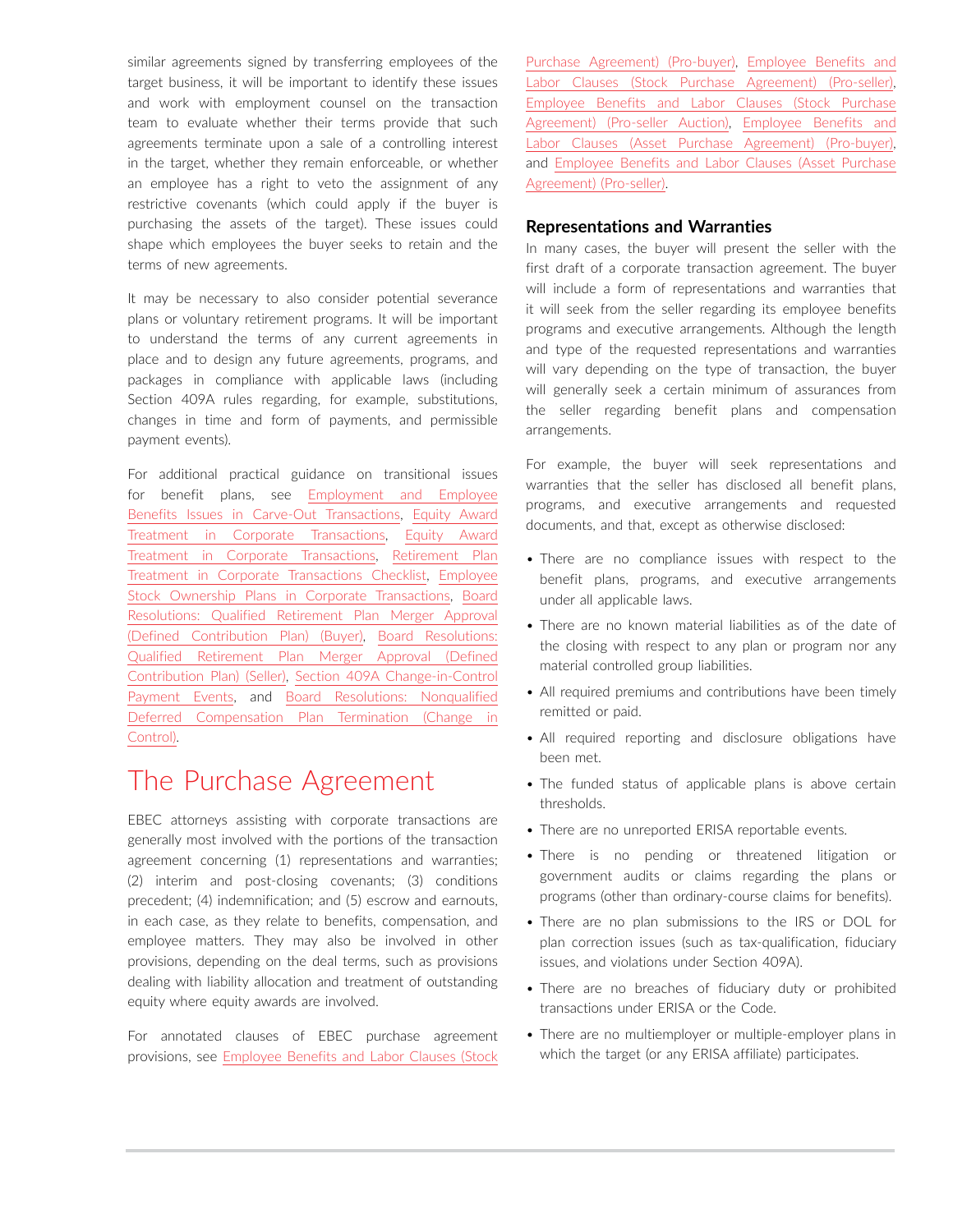similar agreements signed by transferring employees of the target business, it will be important to identify these issues and work with employment counsel on the transaction team to evaluate whether their terms provide that such agreements terminate upon a sale of a controlling interest in the target, whether they remain enforceable, or whether an employee has a right to veto the assignment of any restrictive covenants (which could apply if the buyer is purchasing the assets of the target). These issues could shape which employees the buyer seeks to retain and the terms of new agreements.

It may be necessary to also consider potential severance plans or voluntary retirement programs. It will be important to understand the terms of any current agreements in place and to design any future agreements, programs, and packages in compliance with applicable laws (including Section 409A rules regarding, for example, substitutions, changes in time and form of payments, and permissible payment events).

For additional practical guidance on transitional issues for benefit plans, see Employment and Employee Benefits Issues in Carve-Out Transactions, Equity Award Treatment in Corporate Transactions, Equity Award Treatment in Corporate Transactions, Retirement Plan Treatment in Corporate Transactions Checklist, Employee Stock Ownership Plans in Corporate Transactions, Board Resolutions: Qualified Retirement Plan Merger Approval (Defined Contribution Plan) (Buyer), Board Resolutions: Qualified Retirement Plan Merger Approval (Defined Contribution Plan) (Seller), Section 409A Change-in-Control Payment Events, and Board Resolutions: Nonqualified Deferred Compensation Plan Termination (Change in Control).

# The Purchase Agreement

EBEC attorneys assisting with corporate transactions are generally most involved with the portions of the transaction agreement concerning (1) representations and warranties; (2) interim and post-closing covenants; (3) conditions precedent; (4) indemnification; and (5) escrow and earnouts, in each case, as they relate to benefits, compensation, and employee matters. They may also be involved in other provisions, depending on the deal terms, such as provisions dealing with liability allocation and treatment of outstanding equity where equity awards are involved.

For annotated clauses of EBEC purchase agreement provisions, see Employee Benefits and Labor Clauses (Stock Purchase Agreement) (Pro-buyer), Employee Benefits and Labor Clauses (Stock Purchase Agreement) (Pro-seller), Employee Benefits and Labor Clauses (Stock Purchase Agreement) (Pro-seller Auction), Employee Benefits and Labor Clauses (Asset Purchase Agreement) (Pro-buyer), and Employee Benefits and Labor Clauses (Asset Purchase Agreement) (Pro-seller).

## Representations and Warranties

In many cases, the buyer will present the seller with the first draft of a corporate transaction agreement. The buyer will include a form of representations and warranties that it will seek from the seller regarding its employee benefits programs and executive arrangements. Although the length and type of the requested representations and warranties will vary depending on the type of transaction, the buyer will generally seek a certain minimum of assurances from the seller regarding benefit plans and compensation arrangements.

For example, the buyer will seek representations and warranties that the seller has disclosed all benefit plans, programs, and executive arrangements and requested documents, and that, except as otherwise disclosed:

- There are no compliance issues with respect to the benefit plans, programs, and executive arrangements under all applicable laws.
- There are no known material liabilities as of the date of the closing with respect to any plan or program nor any material controlled group liabilities.
- All required premiums and contributions have been timely remitted or paid.
- All required reporting and disclosure obligations have been met.
- The funded status of applicable plans is above certain thresholds.
- There are no unreported ERISA reportable events.
- There is no pending or threatened litigation or government audits or claims regarding the plans or programs (other than ordinary-course claims for benefits).
- There are no plan submissions to the IRS or DOL for plan correction issues (such as tax-qualification, fiduciary issues, and violations under Section 409A).
- There are no breaches of fiduciary duty or prohibited transactions under ERISA or the Code.
- There are no multiemployer or multiple-employer plans in which the target (or any ERISA affiliate) participates.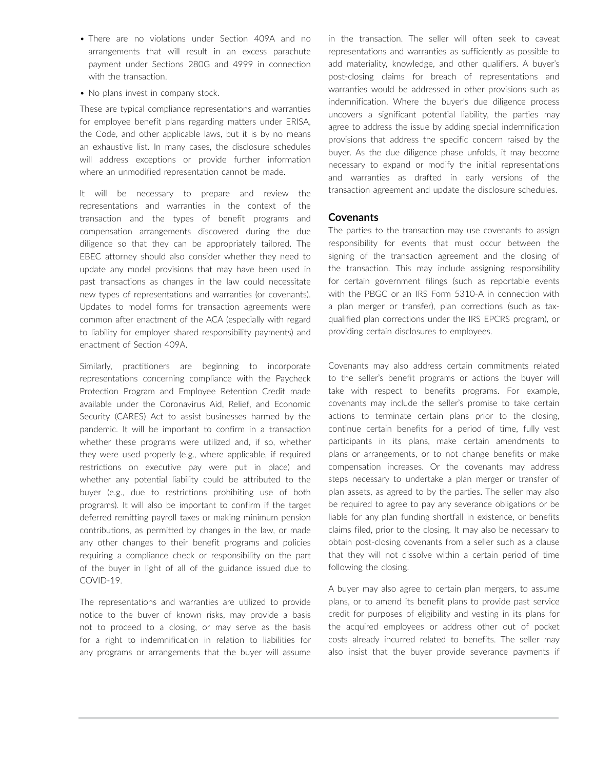- There are no violations under Section 409A and no arrangements that will result in an excess parachute payment under Sections 280G and 4999 in connection with the transaction.
- No plans invest in company stock.

These are typical compliance representations and warranties for employee benefit plans regarding matters under ERISA, the Code, and other applicable laws, but it is by no means an exhaustive list. In many cases, the disclosure schedules will address exceptions or provide further information where an unmodified representation cannot be made.

It will be necessary to prepare and review the representations and warranties in the context of the transaction and the types of benefit programs and compensation arrangements discovered during the due diligence so that they can be appropriately tailored. The EBEC attorney should also consider whether they need to update any model provisions that may have been used in past transactions as changes in the law could necessitate new types of representations and warranties (or covenants). Updates to model forms for transaction agreements were common after enactment of the ACA (especially with regard to liability for employer shared responsibility payments) and enactment of Section 409A.

Similarly, practitioners are beginning to incorporate representations concerning compliance with the Paycheck Protection Program and Employee Retention Credit made available under the Coronavirus Aid, Relief, and Economic Security (CARES) Act to assist businesses harmed by the pandemic. It will be important to confirm in a transaction whether these programs were utilized and, if so, whether they were used properly (e.g., where applicable, if required restrictions on executive pay were put in place) and whether any potential liability could be attributed to the buyer (e.g., due to restrictions prohibiting use of both programs). It will also be important to confirm if the target deferred remitting payroll taxes or making minimum pension contributions, as permitted by changes in the law, or made any other changes to their benefit programs and policies requiring a compliance check or responsibility on the part of the buyer in light of all of the guidance issued due to COVID-19.

The representations and warranties are utilized to provide notice to the buyer of known risks, may provide a basis not to proceed to a closing, or may serve as the basis for a right to indemnification in relation to liabilities for any programs or arrangements that the buyer will assume in the transaction. The seller will often seek to caveat representations and warranties as sufficiently as possible to add materiality, knowledge, and other qualifiers. A buyer's post-closing claims for breach of representations and warranties would be addressed in other provisions such as indemnification. Where the buyer's due diligence process uncovers a significant potential liability, the parties may agree to address the issue by adding special indemnification provisions that address the specific concern raised by the buyer. As the due diligence phase unfolds, it may become necessary to expand or modify the initial representations and warranties as drafted in early versions of the transaction agreement and update the disclosure schedules.

## Covenants

The parties to the transaction may use covenants to assign responsibility for events that must occur between the signing of the transaction agreement and the closing of the transaction. This may include assigning responsibility for certain government filings (such as reportable events with the PBGC or an IRS Form 5310-A in connection with a plan merger or transfer), plan corrections (such as tax-qualified plan corrections under the IRS EPCRS program), or providing certain disclosures to employees.

Covenants may also address certain commitments related to the seller's benefit programs or actions the buyer will take with respect to benefits programs. For example, covenants may include the seller's promise to take certain actions to terminate certain plans prior to the closing, continue certain benefits for a period of time, fully vest participants in its plans, make certain amendments to plans or arrangements, or to not change benefits or make compensation increases. Or the covenants may address steps necessary to undertake a plan merger or transfer of plan assets, as agreed to by the parties. The seller may also be required to agree to pay any severance obligations or be liable for any plan funding shortfall in existence, or benefits claims filed, prior to the closing. It may also be necessary to obtain post-closing covenants from a seller such as a clause that they will not dissolve within a certain period of time following the closing.

A buyer may also agree to certain plan mergers, to assume plans, or to amend its benefit plans to provide past service credit for purposes of eligibility and vesting in its plans for the acquired employees or address other out of pocket costs already incurred related to benefits. The seller may also insist that the buyer provide severance payments if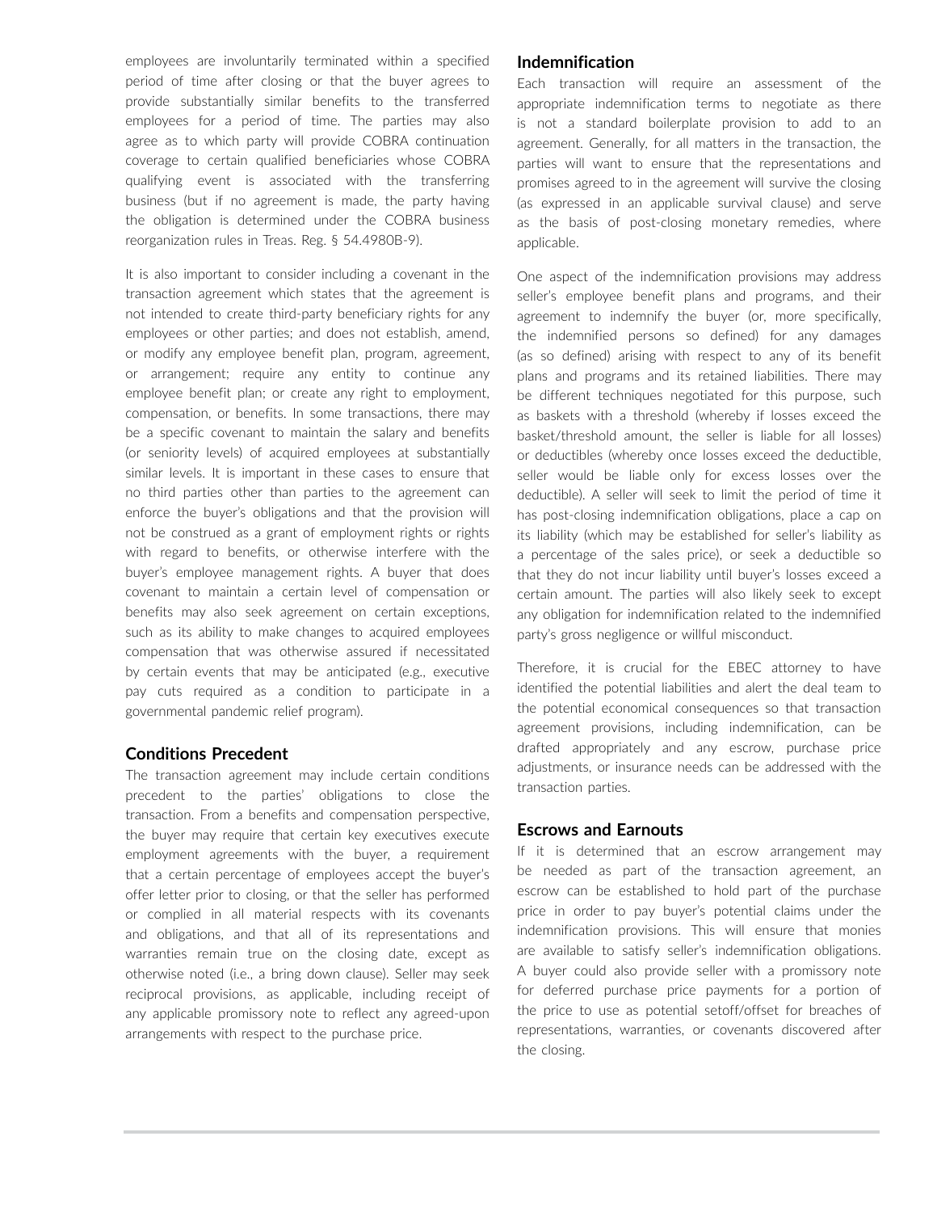employees are involuntarily terminated within a specified period of time after closing or that the buyer agrees to provide substantially similar benefits to the transferred employees for a period of time. The parties may also agree as to which party will provide COBRA continuation coverage to certain qualified beneficiaries whose COBRA qualifying event is associated with the transferring business (but if no agreement is made, the party having the obligation is determined under the COBRA business reorganization rules in Treas. Reg. § 54.4980B-9).

It is also important to consider including a covenant in the transaction agreement which states that the agreement is not intended to create third-party beneficiary rights for any employees or other parties; and does not establish, amend, or modify any employee benefit plan, program, agreement, or arrangement; require any entity to continue any employee benefit plan; or create any right to employment, compensation, or benefits. In some transactions, there may be a specific covenant to maintain the salary and benefits (or seniority levels) of acquired employees at substantially similar levels. It is important in these cases to ensure that no third parties other than parties to the agreement can enforce the buyer's obligations and that the provision will not be construed as a grant of employment rights or rights with regard to benefits, or otherwise interfere with the buyer's employee management rights. A buyer that does covenant to maintain a certain level of compensation or benefits may also seek agreement on certain exceptions, such as its ability to make changes to acquired employees compensation that was otherwise assured if necessitated by certain events that may be anticipated (e.g., executive pay cuts required as a condition to participate in a governmental pandemic relief program).

### Conditions Precedent

The transaction agreement may include certain conditions precedent to the parties' obligations to close the transaction. From a benefits and compensation perspective, the buyer may require that certain key executives execute employment agreements with the buyer, a requirement that a certain percentage of employees accept the buyer's offer letter prior to closing, or that the seller has performed or complied in all material respects with its covenants and obligations, and that all of its representations and warranties remain true on the closing date, except as otherwise noted (i.e., a bring down clause). Seller may seek reciprocal provisions, as applicable, including receipt of any applicable promissory note to reflect any agreed-upon arrangements with respect to the purchase price.

### Indemnification

Each transaction will require an assessment of the appropriate indemnification terms to negotiate as there is not a standard boilerplate provision to add to an agreement. Generally, for all matters in the transaction, the parties will want to ensure that the representations and promises agreed to in the agreement will survive the closing (as expressed in an applicable survival clause) and serve as the basis of post-closing monetary remedies, where applicable.

One aspect of the indemnification provisions may address seller's employee benefit plans and programs, and their agreement to indemnify the buyer (or, more specifically, the indemnified persons so defined) for any damages (as so defined) arising with respect to any of its benefit plans and programs and its retained liabilities. There may be different techniques negotiated for this purpose, such as baskets with a threshold (whereby if losses exceed the basket/threshold amount, the seller is liable for all losses) or deductibles (whereby once losses exceed the deductible, seller would be liable only for excess losses over the deductible). A seller will seek to limit the period of time it has post-closing indemnification obligations, place a cap on its liability (which may be established for seller's liability as a percentage of the sales price), or seek a deductible so that they do not incur liability until buyer's losses exceed a certain amount. The parties will also likely seek to except any obligation for indemnification related to the indemnified party's gross negligence or willful misconduct.

Therefore, it is crucial for the EBEC attorney to have identified the potential liabilities and alert the deal team to the potential economical consequences so that transaction agreement provisions, including indemnification, can be drafted appropriately and any escrow, purchase price adjustments, or insurance needs can be addressed with the transaction parties.

### Escrows and Earnouts

If it is determined that an escrow arrangement may be needed as part of the transaction agreement, an escrow can be established to hold part of the purchase price in order to pay buyer's potential claims under the indemnification provisions. This will ensure that monies are available to satisfy seller's indemnification obligations. A buyer could also provide seller with a promissory note for deferred purchase price payments for a portion of the price to use as potential setoff/offset for breaches of representations, warranties, or covenants discovered after the closing.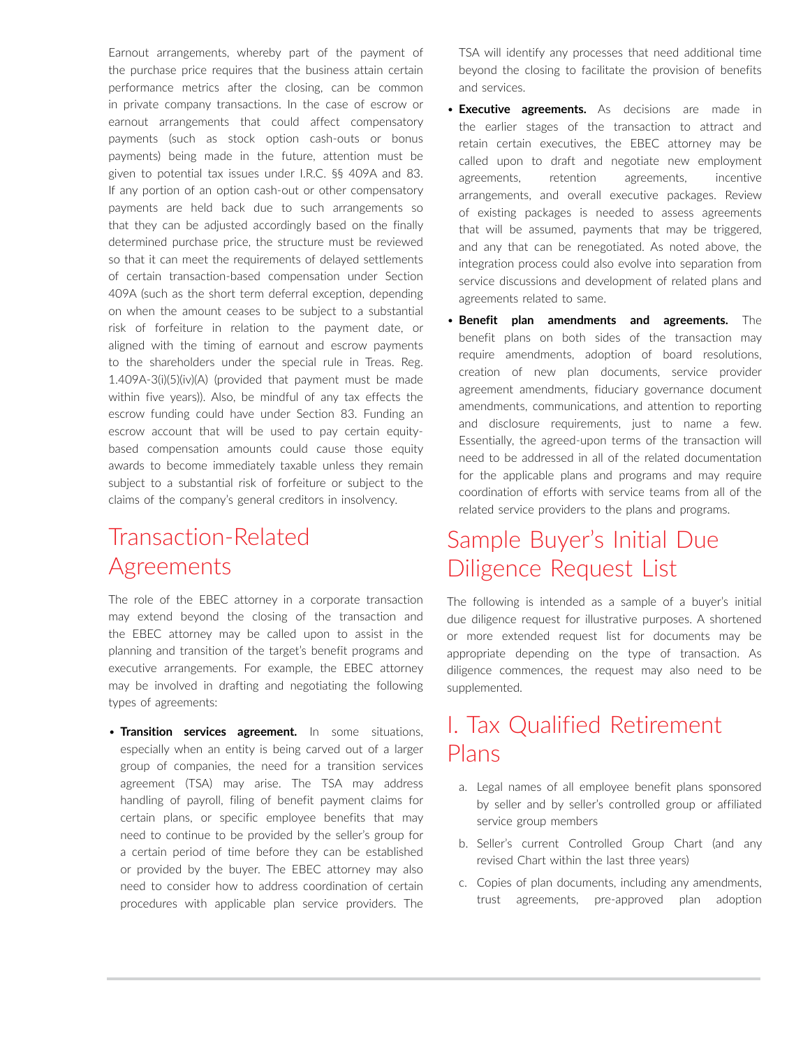Earnout arrangements, whereby part of the payment of the purchase price requires that the business attain certain performance metrics after the closing, can be common in private company transactions. In the case of escrow or earnout arrangements that could affect compensatory payments (such as stock option cash-outs or bonus payments) being made in the future, attention must be given to potential tax issues under I.R.C. §§ 409A and 83. If any portion of an option cash-out or other compensatory payments are held back due to such arrangements so that they can be adjusted accordingly based on the finally determined purchase price, the structure must be reviewed so that it can meet the requirements of delayed settlements of certain transaction-based compensation under Section 409A (such as the short term deferral exception, depending on when the amount ceases to be subject to a substantial risk of forfeiture in relation to the payment date, or aligned with the timing of earnout and escrow payments to the shareholders under the special rule in Treas. Reg. 1.409A-3(i)(5)(iv)(A) (provided that payment must be made within five years)). Also, be mindful of any tax effects the escrow funding could have under Section 83. Funding an escrow account that will be used to pay certain equity-based compensation amounts could cause those equity awards to become immediately taxable unless they remain subject to a substantial risk of forfeiture or subject to the claims of the company's general creditors in insolvency.

## Transaction-Related Agreements

The role of the EBEC attorney in a corporate transaction may extend beyond the closing of the transaction and the EBEC attorney may be called upon to assist in the planning and transition of the target's benefit programs and executive arrangements. For example, the EBEC attorney may be involved in drafting and negotiating the following types of agreements:

- **Transition services agreement.** In some situations, especially when an entity is being carved out of a larger group of companies, the need for a transition services agreement (TSA) may arise. The TSA may address handling of payroll, filing of benefit payment claims for certain plans, or specific employee benefits that may need to continue to be provided by the seller's group for a certain period of time before they can be established or provided by the buyer. The EBEC attorney may also need to consider how to address coordination of certain procedures with applicable plan service providers. The TSA will identify any processes that need additional time beyond the closing to facilitate the provision of benefits and services.
- **Executive agreements.** As decisions are made in the earlier stages of the transaction to attract and retain certain executives, the EBEC attorney may be called upon to draft and negotiate new employment agreements, retention agreements, incentive arrangements, and overall executive packages. Review of existing packages is needed to assess agreements that will be assumed, payments that may be triggered, and any that can be renegotiated. As noted above, the integration process could also evolve into separation from service discussions and development of related plans and agreements related to same.
- **Benefit plan amendments and agreements.** The benefit plans on both sides of the transaction may require amendments, adoption of board resolutions, creation of new plan documents, service provider agreement amendments, fiduciary governance document amendments, communications, and attention to reporting and disclosure requirements, just to name a few. Essentially, the agreed-upon terms of the transaction will need to be addressed in all of the related documentation for the applicable plans and programs and may require coordination of efforts with service teams from all of the related service providers to the plans and programs.

## Sample Buyer's Initial Due Diligence Request List

The following is intended as a sample of a buyer's initial due diligence request for illustrative purposes. A shortened or more extended request list for documents may be appropriate depending on the type of transaction. As diligence commences, the request may also need to be supplemented.

## I. Tax Qualified Retirement Plans

a. Legal names of all employee benefit plans sponsored by seller and by seller's controlled group or affiliated service group members

b. Seller's current Controlled Group Chart (and any revised Chart within the last three years)

c. Copies of plan documents, including any amendments, trust agreements, pre-approved plan adoption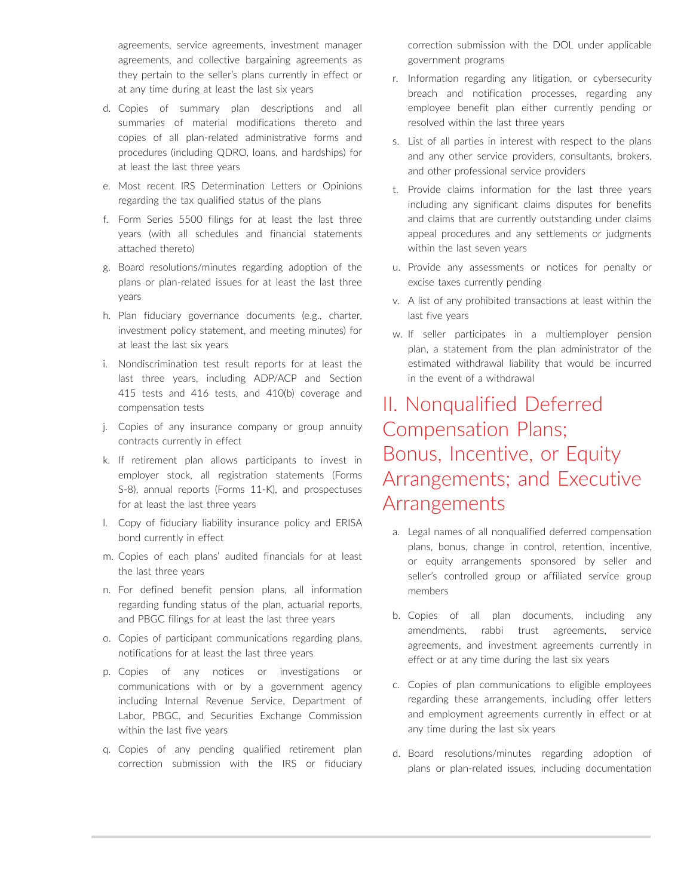agreements, service agreements, investment manager agreements, and collective bargaining agreements as they pertain to the seller's plans currently in effect or at any time during at least the last six years

d. Copies of summary plan descriptions and all summaries of material modifications thereto and copies of all plan-related administrative forms and procedures (including QDRO, loans, and hardships) for at least the last three years

e. Most recent IRS Determination Letters or Opinions regarding the tax qualified status of the plans

f. Form Series 5500 filings for at least the last three years (with all schedules and financial statements attached thereto)

g. Board resolutions/minutes regarding adoption of the plans or plan-related issues for at least the last three years

h. Plan fiduciary governance documents (e.g., charter, investment policy statement, and meeting minutes) for at least the last six years

i. Nondiscrimination test result reports for at least the last three years, including ADP/ACP and Section 415 tests and 416 tests, and 410(b) coverage and compensation tests

j. Copies of any insurance company or group annuity contracts currently in effect

k. If retirement plan allows participants to invest in employer stock, all registration statements (Forms S-8), annual reports (Forms 11-K), and prospectuses for at least the last three years

l. Copy of fiduciary liability insurance policy and ERISA bond currently in effect

m. Copies of each plans' audited financials for at least the last three years

n. For defined benefit pension plans, all information regarding funding status of the plan, actuarial reports, and PBGC filings for at least the last three years

o. Copies of participant communications regarding plans, notifications for at least the last three years

p. Copies of any notices or investigations or communications with or by a government agency including Internal Revenue Service, Department of Labor, PBGC, and Securities Exchange Commission within the last five years

q. Copies of any pending qualified retirement plan correction submission with the IRS or fiduciary correction submission with the DOL under applicable government programs

r. Information regarding any litigation, or cybersecurity breach and notification processes, regarding any employee benefit plan either currently pending or resolved within the last three years

s. List of all parties in interest with respect to the plans and any other service providers, consultants, brokers, and other professional service providers

t. Provide claims information for the last three years including any significant claims disputes for benefits and claims that are currently outstanding under claims appeal procedures and any settlements or judgments within the last seven years

u. Provide any assessments or notices for penalty or excise taxes currently pending

v. A list of any prohibited transactions at least within the last five years

w. If seller participates in a multiemployer pension plan, a statement from the plan administrator of the estimated withdrawal liability that would be incurred in the event of a withdrawal

## II. Nonqualified Deferred Compensation Plans; Bonus, Incentive, or Equity Arrangements; and Executive Arrangements

a. Legal names of all nonqualified deferred compensation plans, bonus, change in control, retention, incentive, or equity arrangements sponsored by seller and seller's controlled group or affiliated service group members

b. Copies of all plan documents, including any amendments, rabbi trust agreements, service agreements, and investment agreements currently in effect or at any time during the last six years

c. Copies of plan communications to eligible employees regarding these arrangements, including offer letters and employment agreements currently in effect or at any time during the last six years

d. Board resolutions/minutes regarding adoption of plans or plan-related issues, including documentation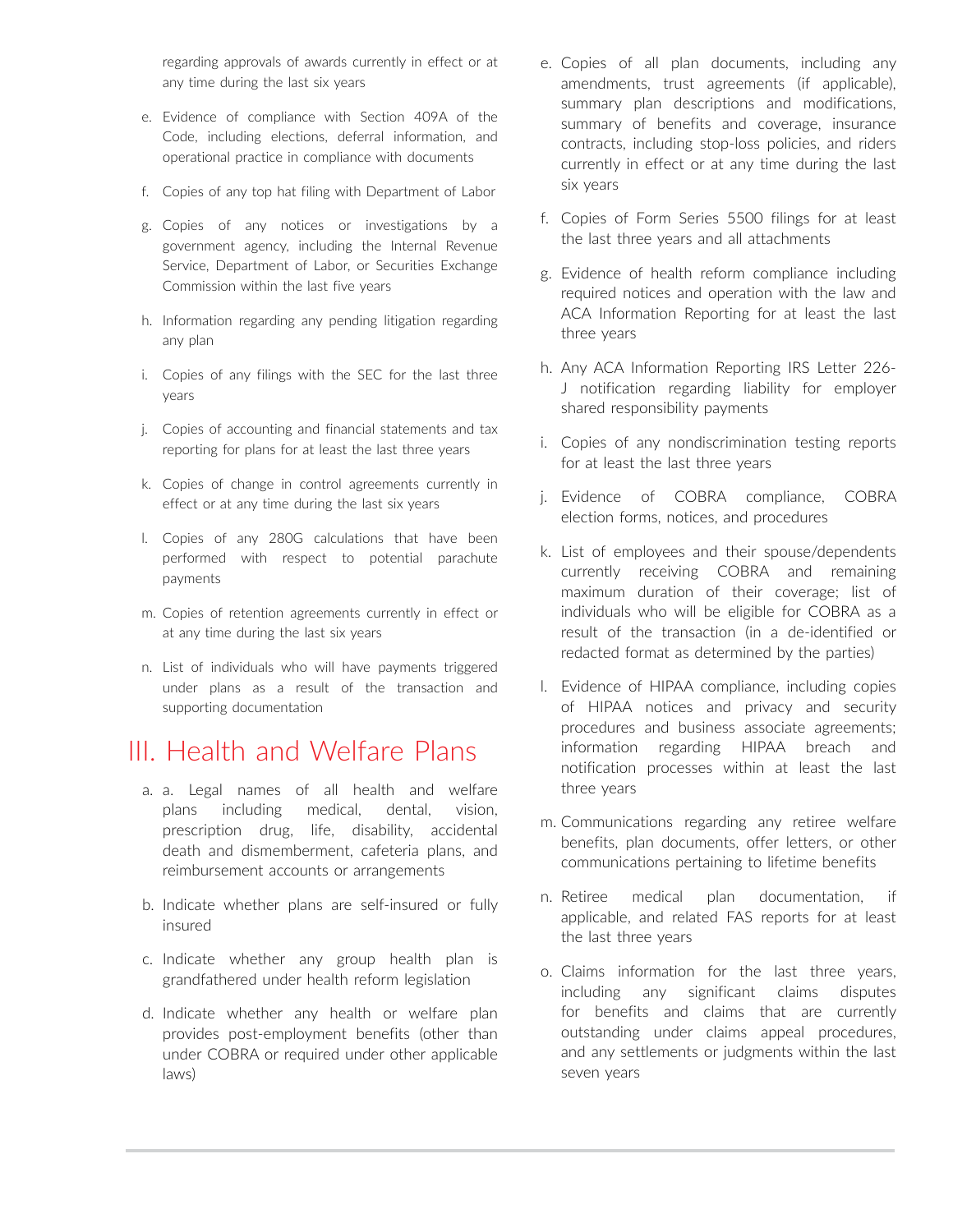regarding approvals of awards currently in effect or at any time during the last six years

e. Evidence of compliance with Section 409A of the Code, including elections, deferral information, and operational practice in compliance with documents

f. Copies of any top hat filing with Department of Labor

g. Copies of any notices or investigations by a government agency, including the Internal Revenue Service, Department of Labor, or Securities Exchange Commission within the last five years

h. Information regarding any pending litigation regarding any plan

i. Copies of any filings with the SEC for the last three years

j. Copies of accounting and financial statements and tax reporting for plans for at least the last three years

k. Copies of change in control agreements currently in effect or at any time during the last six years

l. Copies of any 280G calculations that have been performed with respect to potential parachute payments

m. Copies of retention agreements currently in effect or at any time during the last six years

n. List of individuals who will have payments triggered under plans as a result of the transaction and supporting documentation

# III. Health and Welfare Plans

a. a. Legal names of all health and welfare plans including medical, dental, vision, prescription drug, life, disability, accidental death and dismemberment, cafeteria plans, and reimbursement accounts or arrangements

b. Indicate whether plans are self-insured or fully insured

c. Indicate whether any group health plan is grandfathered under health reform legislation

d. Indicate whether any health or welfare plan provides post-employment benefits (other than under COBRA or required under other applicable laws)

e. Copies of all plan documents, including any amendments, trust agreements (if applicable), summary plan descriptions and modifications, summary of benefits and coverage, insurance contracts, including stop-loss policies, and riders currently in effect or at any time during the last six years

f. Copies of Form Series 5500 filings for at least the last three years and all attachments

g. Evidence of health reform compliance including required notices and operation with the law and ACA Information Reporting for at least the last three years

h. Any ACA Information Reporting IRS Letter 226-J notification regarding liability for employer shared responsibility payments

i. Copies of any nondiscrimination testing reports for at least the last three years

j. Evidence of COBRA compliance, COBRA election forms, notices, and procedures

k. List of employees and their spouse/dependents currently receiving COBRA and remaining maximum duration of their coverage; list of individuals who will be eligible for COBRA as a result of the transaction (in a de-identified or redacted format as determined by the parties)

l. Evidence of HIPAA compliance, including copies of HIPAA notices and privacy and security procedures and business associate agreements; information regarding HIPAA breach and notification processes within at least the last three years

m. Communications regarding any retiree welfare benefits, plan documents, offer letters, or other communications pertaining to lifetime benefits

n. Retiree medical plan documentation, if applicable, and related FAS reports for at least the last three years

o. Claims information for the last three years, including any significant claims disputes for benefits and claims that are currently outstanding under claims appeal procedures, and any settlements or judgments within the last seven years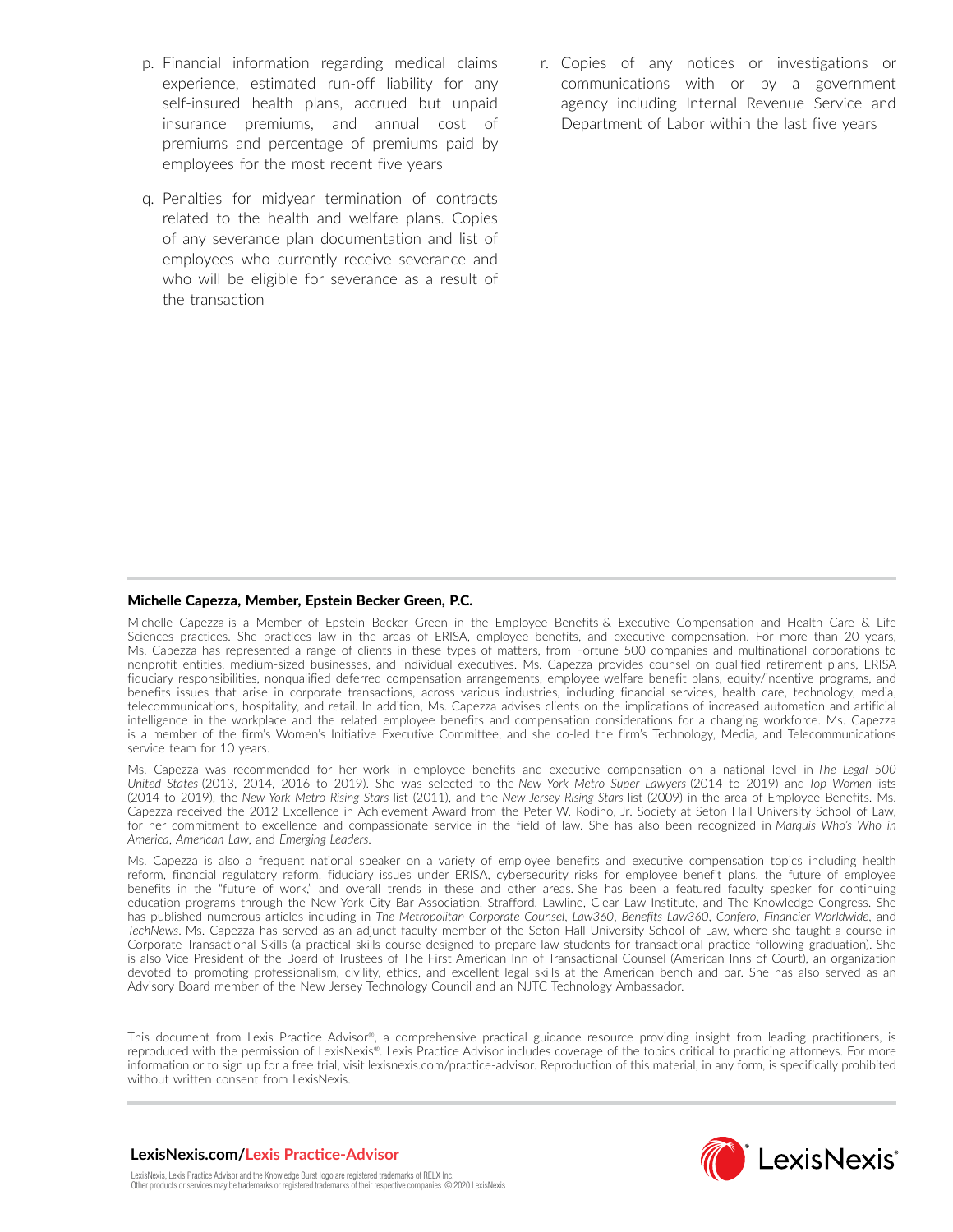p. Financial information regarding medical claims experience, estimated run-off liability for any self-insured health plans, accrued but unpaid insurance premiums, and annual cost of premiums and percentage of premiums paid by employees for the most recent five years

q. Penalties for midyear termination of contracts related to the health and welfare plans. Copies of any severance plan documentation and list of employees who currently receive severance and who will be eligible for severance as a result of the transaction

r. Copies of any notices or investigations or communications with or by a government agency including Internal Revenue Service and Department of Labor within the last five years

**Michelle Capezza, Member, Epstein Becker Green, P.C.**

Michelle Capezza is a Member of Epstein Becker Green in the Employee Benefits & Executive Compensation and Health Care & Life Sciences practices. She practices law in the areas of ERISA, employee benefits, and executive compensation. For more than 20 years, Ms. Capezza has represented a range of clients in these types of matters, from Fortune 500 companies and multinational corporations to nonprofit entities, medium-sized businesses, and individual executives. Ms. Capezza provides counsel on qualified retirement plans, ERISA fiduciary responsibilities, nonqualified deferred compensation arrangements, employee welfare benefit plans, equity/incentive programs, and benefits issues that arise in corporate transactions, across various industries, including financial services, health care, technology, media, telecommunications, hospitality, and retail. In addition, Ms. Capezza advises clients on the implications of increased automation and artificial intelligence in the workplace and the related employee benefits and compensation considerations for a changing workforce. Ms. Capezza is a member of the firm's Women's Initiative Executive Committee, and she co-led the firm's Technology, Media, and Telecommunications service team for 10 years.

Ms. Capezza was recommended for her work in employee benefits and executive compensation on a national level in *The Legal 500 United States* (2013, 2014, 2016 to 2019). She was selected to the *New York Metro Super Lawyers* (2014 to 2019) and *Top Women* lists (2014 to 2019), the *New York Metro Rising Stars* list (2011), and the *New Jersey Rising Stars* list (2009) in the area of Employee Benefits. Ms. Capezza received the 2012 Excellence in Achievement Award from the Peter W. Rodino, Jr. Society at Seton Hall University School of Law, for her commitment to excellence and compassionate service in the field of law. She has also been recognized in *Marquis Who's Who in America*, *American Law*, and *Emerging Leaders*.

Ms. Capezza is also a frequent national speaker on a variety of employee benefits and executive compensation topics including health reform, financial regulatory reform, fiduciary issues under ERISA, cybersecurity risks for employee benefit plans, the future of employee benefits in the "future of work," and overall trends in these and other areas. She has been a featured faculty speaker for continuing education programs through the New York City Bar Association, Strafford, Lawline, Clear Law Institute, and The Knowledge Congress. She has published numerous articles including in *The Metropolitan Corporate Counsel*, *Law360*, *Benefits Law360*, *Confero*, *Financier Worldwide*, and *TechNews*. Ms. Capezza has served as an adjunct faculty member of the Seton Hall University School of Law, where she taught a course in Corporate Transactional Skills (a practical skills course designed to prepare law students for transactional practice following graduation). She is also Vice President of the Board of Trustees of The First American Inn of Transactional Counsel (American Inns of Court), an organization devoted to promoting professionalism, civility, ethics, and excellent legal skills at the American bench and bar. She has also served as an Advisory Board member of the New Jersey Technology Council and an NJTC Technology Ambassador.

This document from Lexis Practice Advisor®, a comprehensive practical guidance resource providing insight from leading practitioners, is reproduced with the permission of LexisNexis®. Lexis Practice Advisor includes coverage of the topics critical to practicing attorneys. For more information or to sign up for a free trial, visit lexisnexis.com/practice-advisor. Reproduction of this material, in any form, is specifically prohibited without written consent from LexisNexis.

**LexisNexis.com/Lexis Practice-Advisor**

LexisNexis, Lexis Practice Advisor and the Knowledge Burst logo are registered trademarks of RELX Inc.
Other products or services may be trademarks or registered trademarks of their respective companies. © 2020 LexisNexis